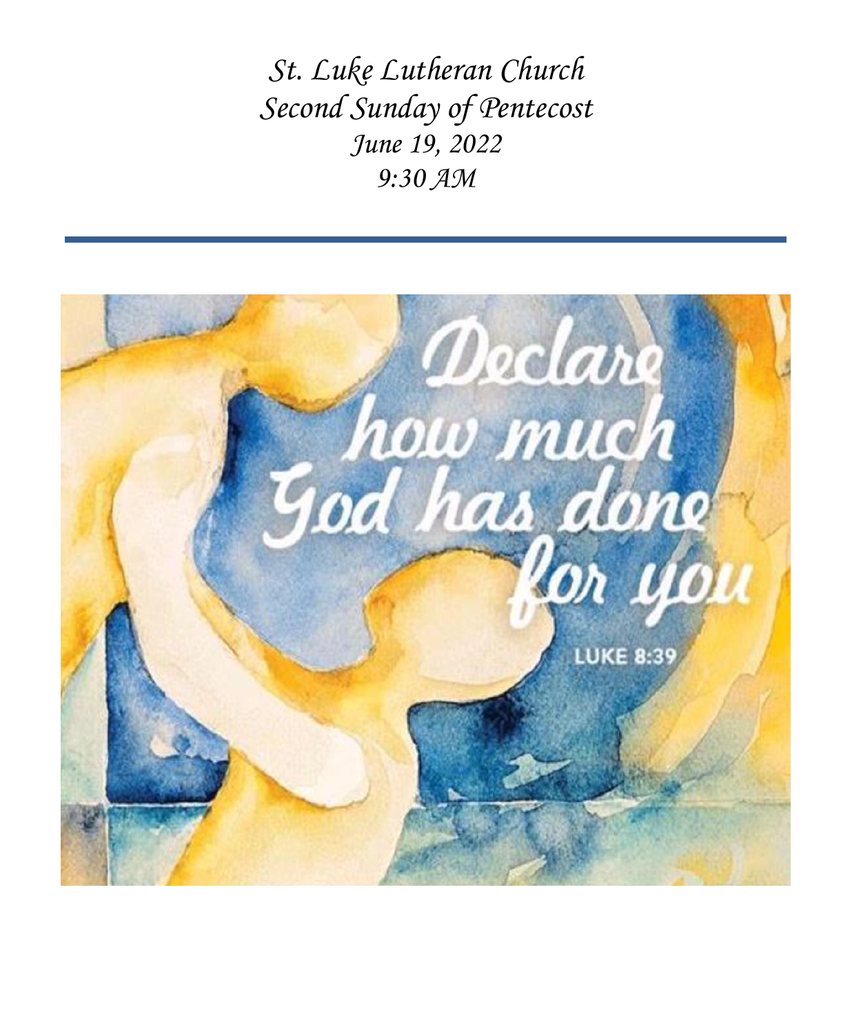*St. Luke Lutheran Church*
*Second Sunday of Pentecost*
*June 19, 2022*
*9:30 AM*

---

Declare how much God has done for you

LUKE 8:39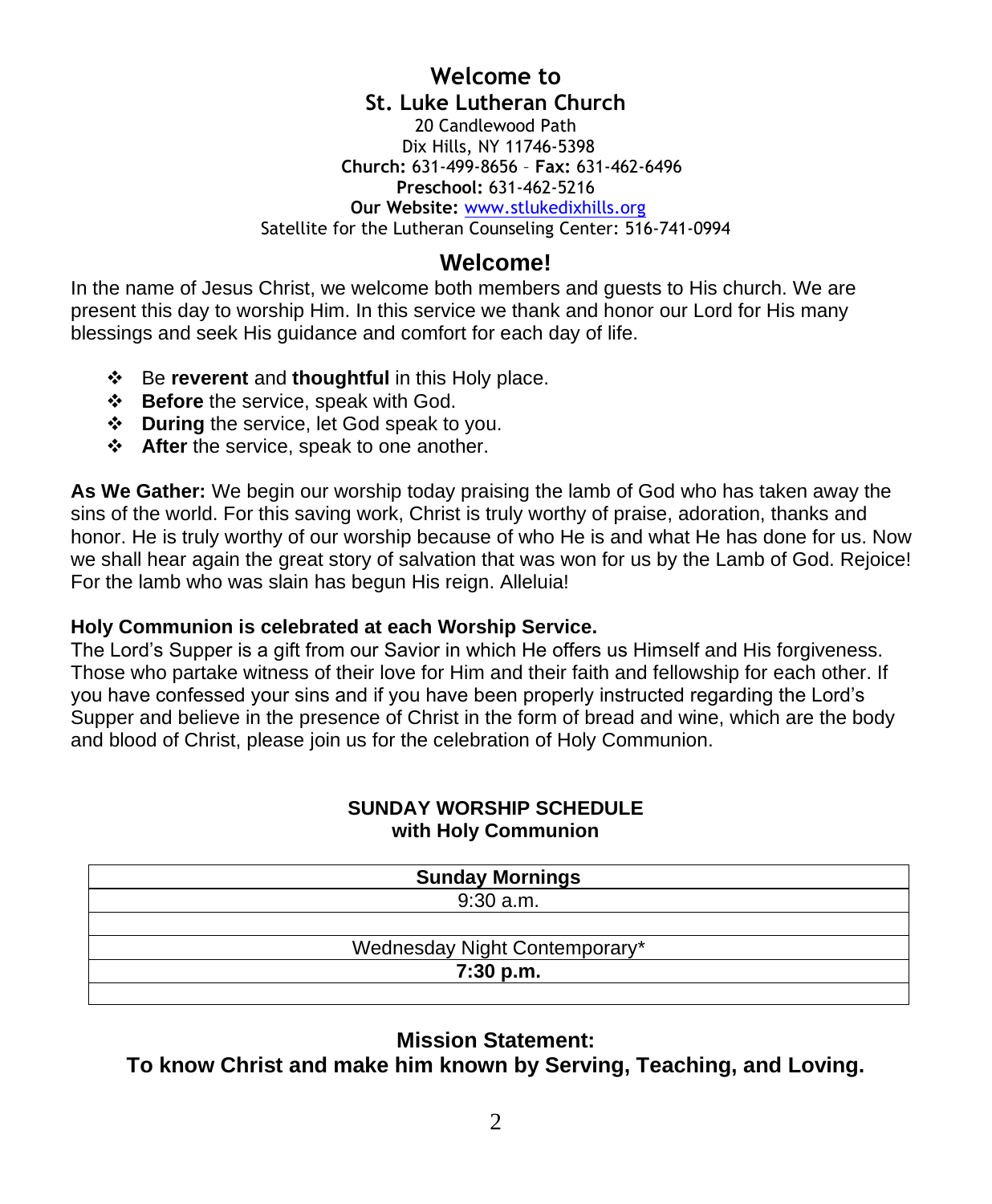# Welcome to
## St. Luke Lutheran Church

20 Candlewood Path
Dix Hills, NY 11746-5398
**Church:** 631-499-8656 – **Fax:** 631-462-6496
**Preschool:** 631-462-5216
**Our Website:** www.stlukedixhills.org
Satellite for the Lutheran Counseling Center: 516-741-0994

## Welcome!

In the name of Jesus Christ, we welcome both members and guests to His church. We are present this day to worship Him. In this service we thank and honor our Lord for His many blessings and seek His guidance and comfort for each day of life.

- Be **reverent** and **thoughtful** in this Holy place.
- **Before** the service, speak with God.
- **During** the service, let God speak to you.
- **After** the service, speak to one another.

**As We Gather:** We begin our worship today praising the lamb of God who has taken away the sins of the world. For this saving work, Christ is truly worthy of praise, adoration, thanks and honor. He is truly worthy of our worship because of who He is and what He has done for us. Now we shall hear again the great story of salvation that was won for us by the Lamb of God. Rejoice! For the lamb who was slain has begun His reign. Alleluia!

**Holy Communion is celebrated at each Worship Service.**
The Lord's Supper is a gift from our Savior in which He offers us Himself and His forgiveness. Those who partake witness of their love for Him and their faith and fellowship for each other. If you have confessed your sins and if you have been properly instructed regarding the Lord's Supper and believe in the presence of Christ in the form of bread and wine, which are the body and blood of Christ, please join us for the celebration of Holy Communion.

**SUNDAY WORSHIP SCHEDULE
with Holy Communion**

| **Sunday Mornings** |
|---|
| 9:30 a.m. |
| |
| Wednesday Night Contemporary* |
| **7:30 p.m.** |
| |

**Mission Statement:
To know Christ and make him known by Serving, Teaching, and Loving.**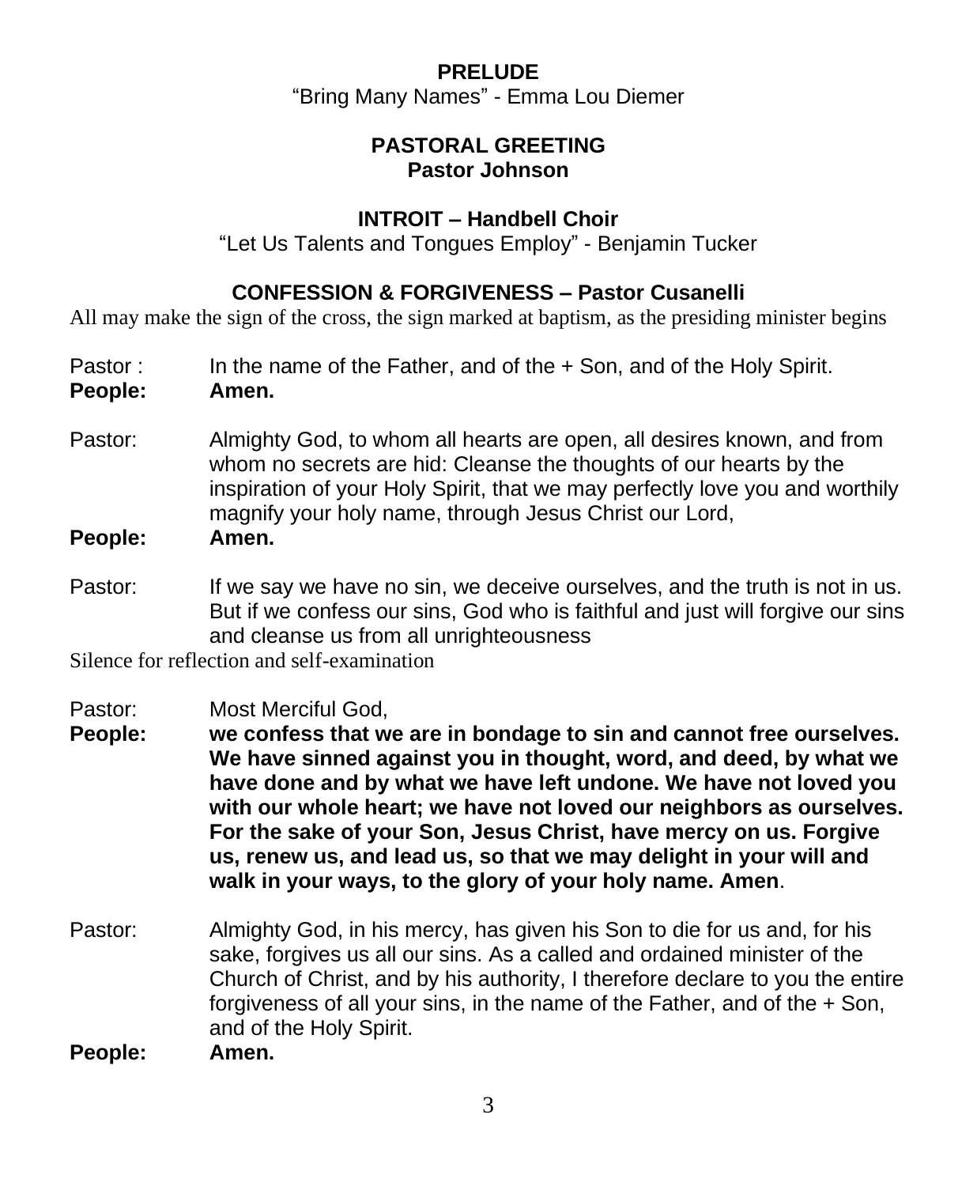**PRELUDE**

"Bring Many Names" - Emma Lou Diemer

**PASTORAL GREETING**
**Pastor Johnson**

**INTROIT – Handbell Choir**

"Let Us Talents and Tongues Employ" - Benjamin Tucker

**CONFESSION & FORGIVENESS – Pastor Cusanelli**

All may make the sign of the cross, the sign marked at baptism, as the presiding minister begins

Pastor : In the name of the Father, and of the + Son, and of the Holy Spirit.
**People: Amen.**

Pastor: Almighty God, to whom all hearts are open, all desires known, and from whom no secrets are hid: Cleanse the thoughts of our hearts by the inspiration of your Holy Spirit, that we may perfectly love you and worthily magnify your holy name, through Jesus Christ our Lord,
**People: Amen.**

Pastor: If we say we have no sin, we deceive ourselves, and the truth is not in us. But if we confess our sins, God who is faithful and just will forgive our sins and cleanse us from all unrighteousness

Silence for reflection and self-examination

Pastor: Most Merciful God,
**People: we confess that we are in bondage to sin and cannot free ourselves. We have sinned against you in thought, word, and deed, by what we have done and by what we have left undone. We have not loved you with our whole heart; we have not loved our neighbors as ourselves. For the sake of your Son, Jesus Christ, have mercy on us. Forgive us, renew us, and lead us, so that we may delight in your will and walk in your ways, to the glory of your holy name. Amen**.

Pastor: Almighty God, in his mercy, has given his Son to die for us and, for his sake, forgives us all our sins. As a called and ordained minister of the Church of Christ, and by his authority, I therefore declare to you the entire forgiveness of all your sins, in the name of the Father, and of the + Son, and of the Holy Spirit.
**People: Amen.**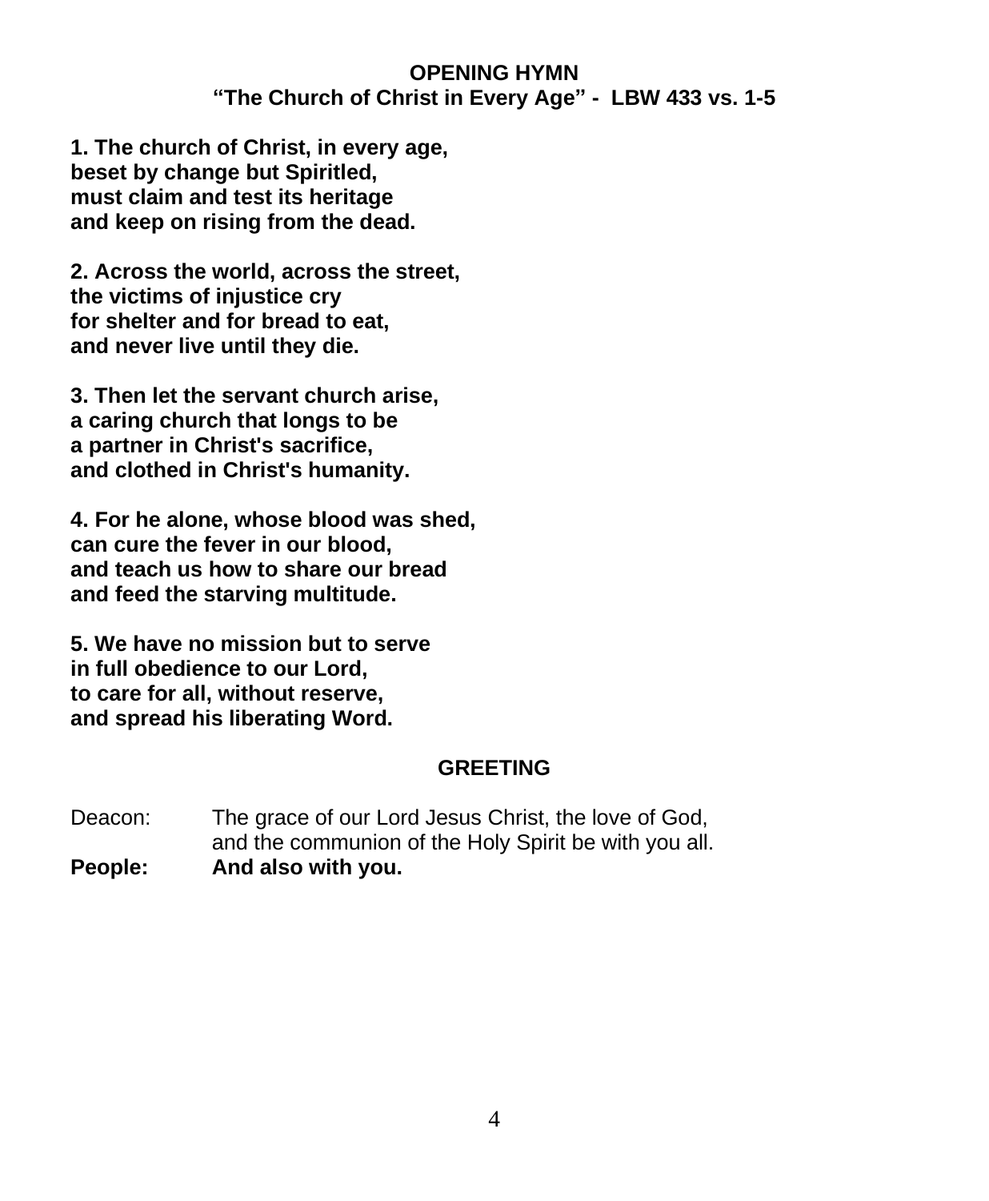## OPENING HYMN

### "The Church of Christ in Every Age" - LBW 433 vs. 1-5

**1. The church of Christ, in every age,
beset by change but Spiritled,
must claim and test its heritage
and keep on rising from the dead.**

**2. Across the world, across the street,
the victims of injustice cry
for shelter and for bread to eat,
and never live until they die.**

**3. Then let the servant church arise,
a caring church that longs to be
a partner in Christ's sacrifice,
and clothed in Christ's humanity.**

**4. For he alone, whose blood was shed,
can cure the fever in our blood,
and teach us how to share our bread
and feed the starving multitude.**

**5. We have no mission but to serve
in full obedience to our Lord,
to care for all, without reserve,
and spread his liberating Word.**

## GREETING

Deacon: The grace of our Lord Jesus Christ, the love of God, and the communion of the Holy Spirit be with you all.

**People: And also with you.**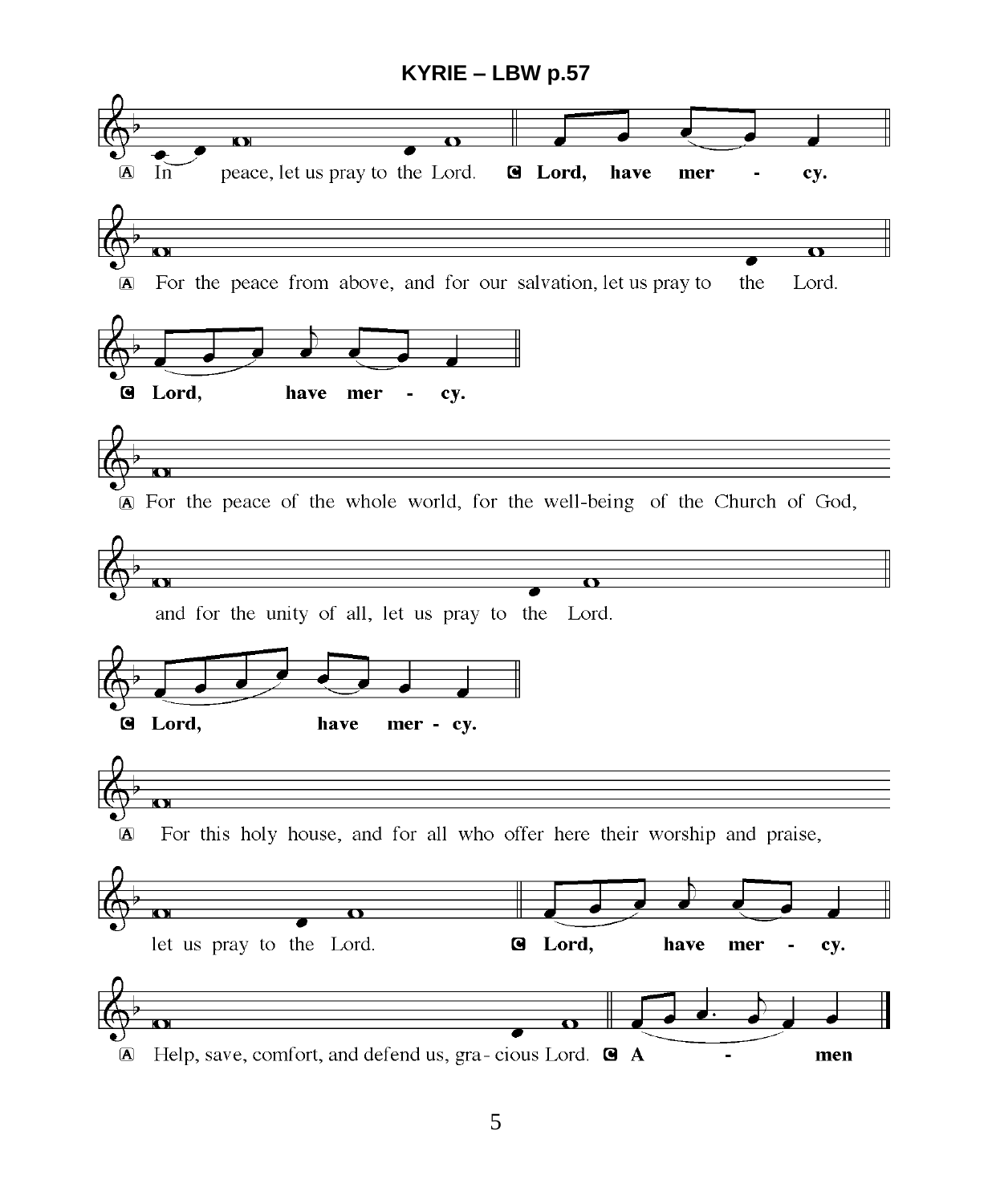# KYRIE – LBW p.57

A In peace, let us pray to the Lord. **C Lord, have mer - cy.**

A For the peace from above, and for our salvation, let us pray to the Lord.

**C Lord, have mer - cy.**

A For the peace of the whole world, for the well-being of the Church of God,

and for the unity of all, let us pray to the Lord.

**C Lord, have mer - cy.**

A For this holy house, and for all who offer here their worship and praise,

let us pray to the Lord. **C Lord, have mer - cy.**

A Help, save, comfort, and defend us, gra- cious Lord. **C A - men**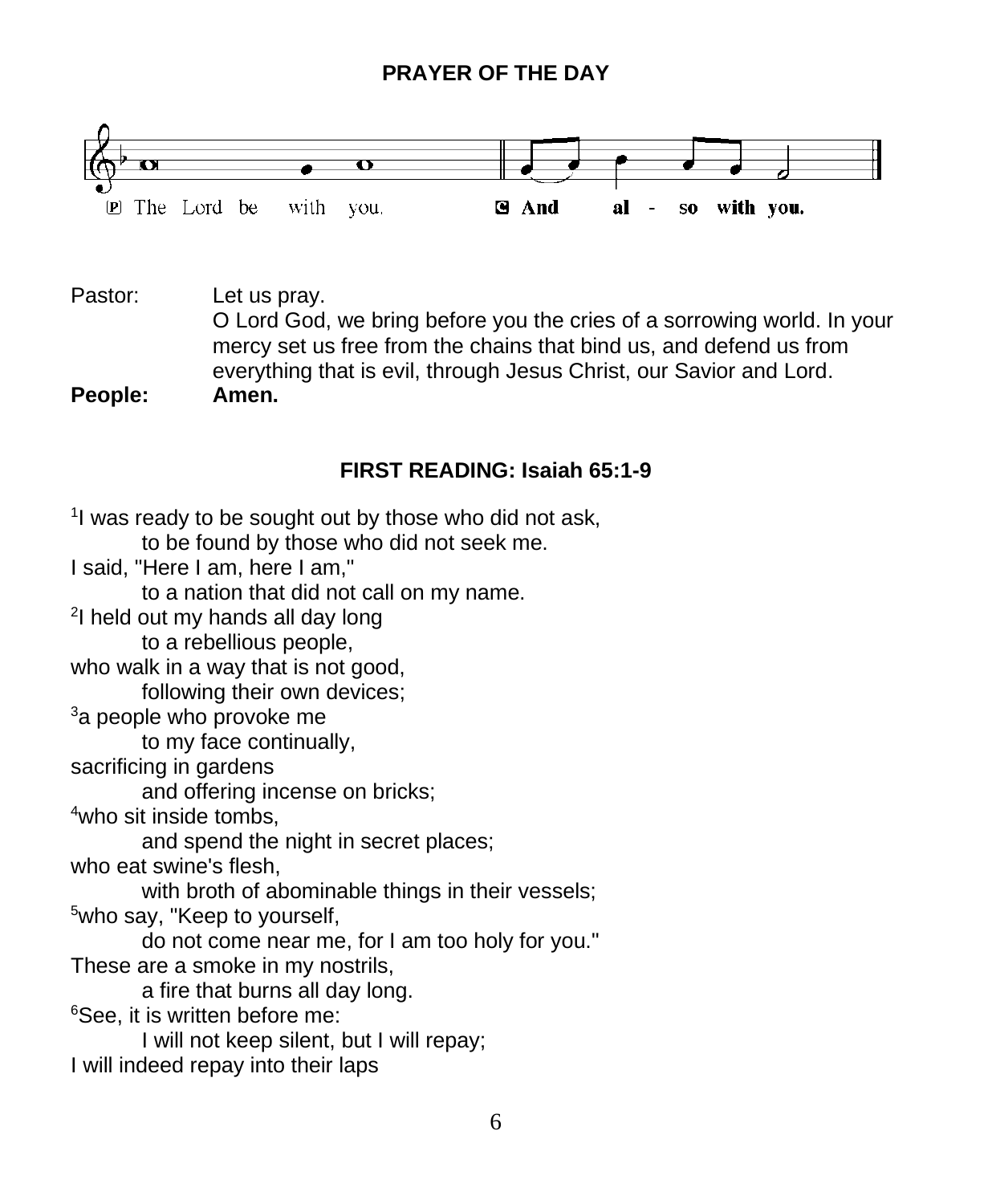## PRAYER OF THE DAY

P The Lord be with you. **C And also with you.**

Pastor: Let us pray.
O Lord God, we bring before you the cries of a sorrowing world. In your mercy set us free from the chains that bind us, and defend us from everything that is evil, through Jesus Christ, our Savior and Lord.

**People: Amen.**

## FIRST READING: Isaiah 65:1-9

[1]I was ready to be sought out by those who did not ask,
to be found by those who did not seek me.
I said, "Here I am, here I am,"
to a nation that did not call on my name.
[2]I held out my hands all day long
to a rebellious people,
who walk in a way that is not good,
following their own devices;
[3]a people who provoke me
to my face continually,
sacrificing in gardens
and offering incense on bricks;
[4]who sit inside tombs,
and spend the night in secret places;
who eat swine's flesh,
with broth of abominable things in their vessels;
[5]who say, "Keep to yourself,
do not come near me, for I am too holy for you."
These are a smoke in my nostrils,
a fire that burns all day long.
[6]See, it is written before me:
I will not keep silent, but I will repay;
I will indeed repay into their laps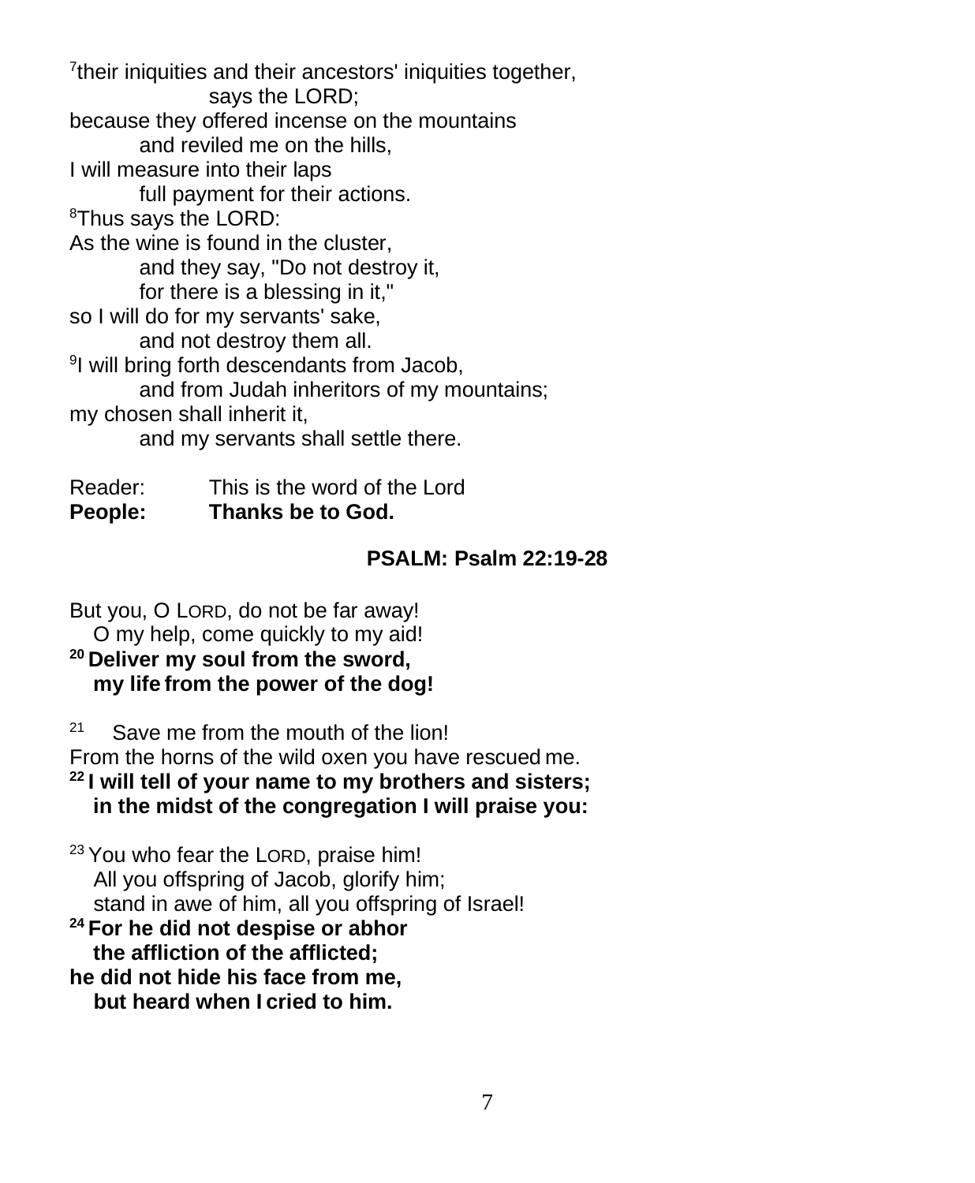[7]their iniquities and their ancestors' iniquities together,
says the LORD;
because they offered incense on the mountains
and reviled me on the hills,
I will measure into their laps
full payment for their actions.
[8]Thus says the LORD:
As the wine is found in the cluster,
and they say, "Do not destroy it,
for there is a blessing in it,"
so I will do for my servants' sake,
and not destroy them all.
[9]I will bring forth descendants from Jacob,
and from Judah inheritors of my mountains;
my chosen shall inherit it,
and my servants shall settle there.

Reader: This is the word of the Lord
**People: Thanks be to God.**

### PSALM: Psalm 22:19-28

But you, O LORD, do not be far away!
O my help, come quickly to my aid!
**[20] Deliver my soul from the sword,**
**my life from the power of the dog!**

[21] Save me from the mouth of the lion!
From the horns of the wild oxen you have rescued me.
**[22] I will tell of your name to my brothers and sisters;**
**in the midst of the congregation I will praise you:**

[23] You who fear the LORD, praise him!
All you offspring of Jacob, glorify him;
stand in awe of him, all you offspring of Israel!
**[24] For he did not despise or abhor**
**the affliction of the afflicted;**
**he did not hide his face from me,**
**but heard when I cried to him.**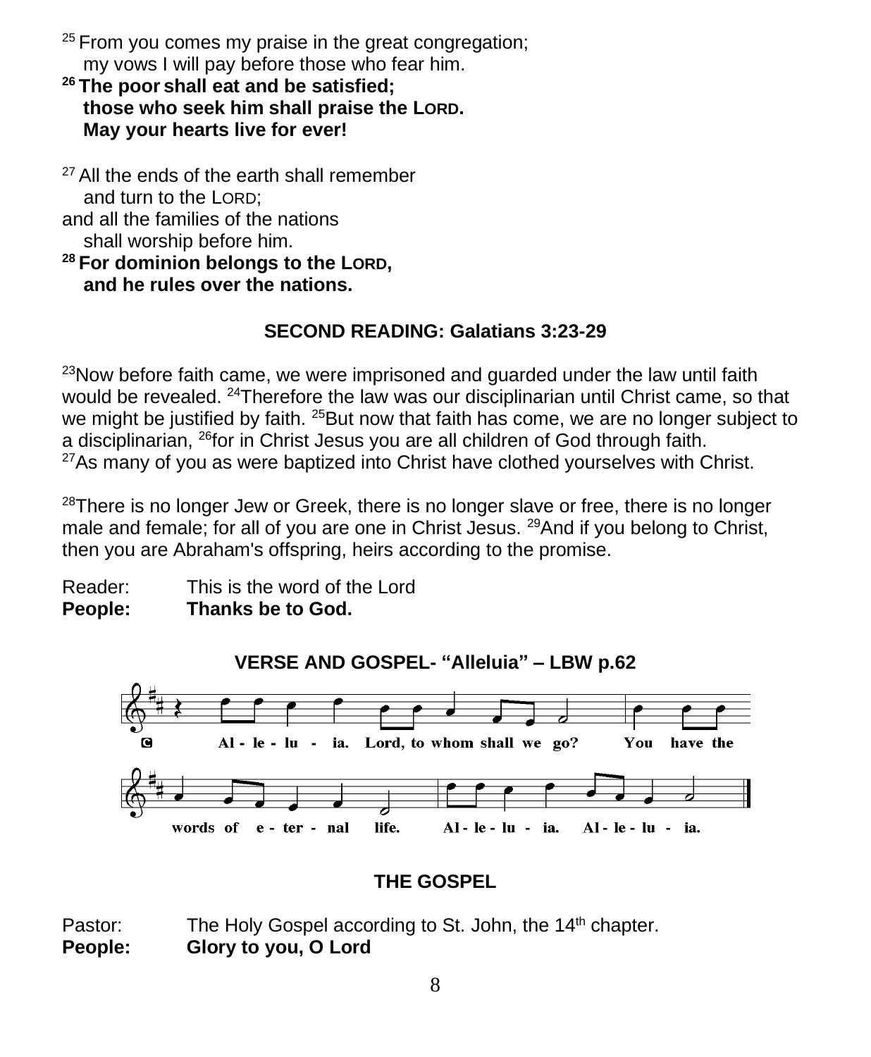[25] From you comes my praise in the great congregation;
my vows I will pay before those who fear him.

**[26] The poor shall eat and be satisfied;**
**those who seek him shall praise the LORD.**
**May your hearts live for ever!**

[27] All the ends of the earth shall remember
and turn to the LORD;
and all the families of the nations
shall worship before him.

**[28] For dominion belongs to the LORD,**
**and he rules over the nations.**

## SECOND READING: Galatians 3:23-29

[23]Now before faith came, we were imprisoned and guarded under the law until faith would be revealed. [24]Therefore the law was our disciplinarian until Christ came, so that we might be justified by faith. [25]But now that faith has come, we are no longer subject to a disciplinarian, [26]for in Christ Jesus you are all children of God through faith. [27]As many of you as were baptized into Christ have clothed yourselves with Christ.

[28]There is no longer Jew or Greek, there is no longer slave or free, there is no longer male and female; for all of you are one in Christ Jesus. [29]And if you belong to Christ, then you are Abraham's offspring, heirs according to the promise.

Reader: This is the word of the Lord
**People: Thanks be to God.**

## VERSE AND GOSPEL- "Alleluia" – LBW p.62

C Alleluia. Lord, to whom shall we go? You have the words of eternal life. Alleluia. Alleluia.

## THE GOSPEL

Pastor: The Holy Gospel according to St. John, the 14th chapter.
**People: Glory to you, O Lord**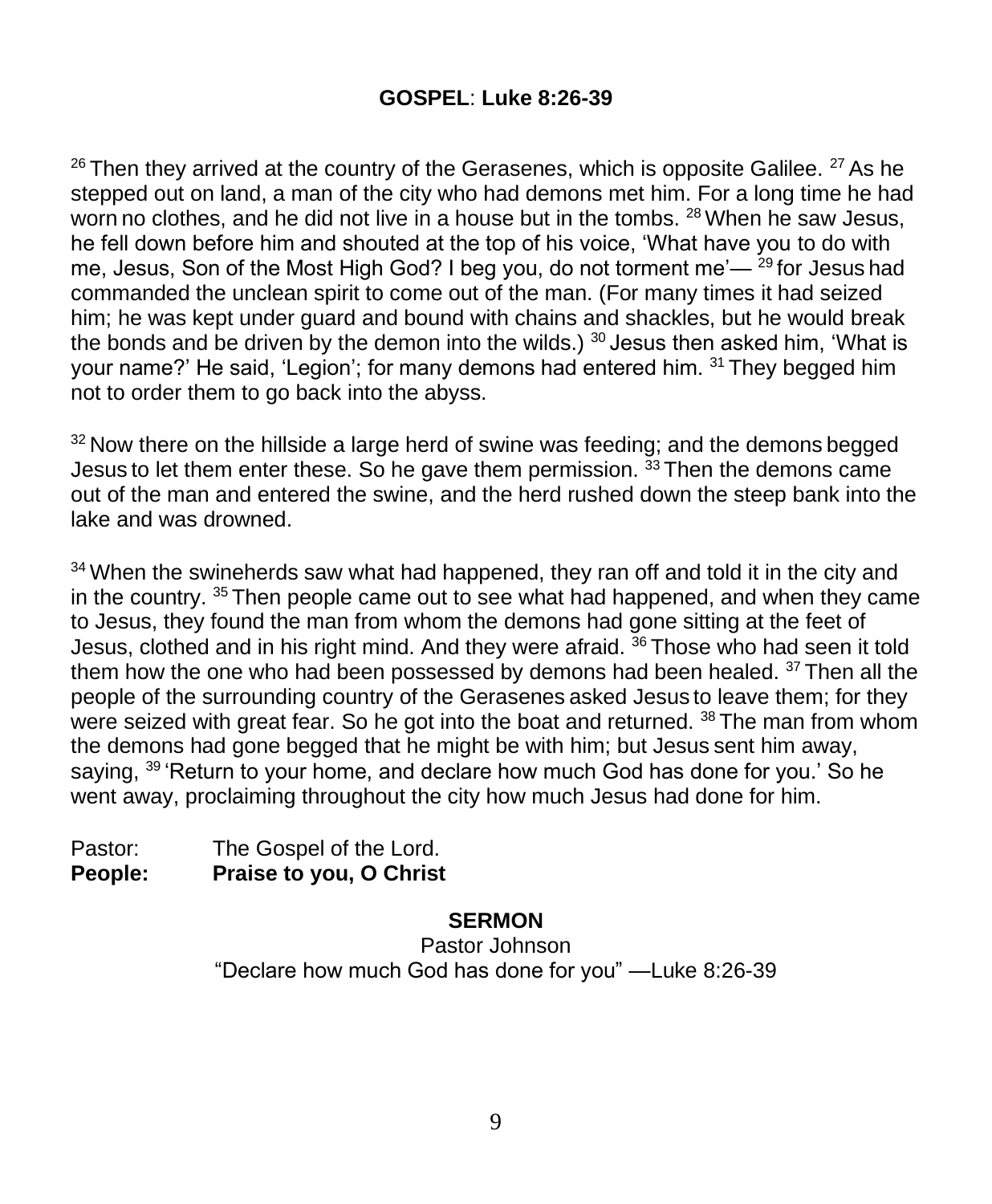## GOSPEL: Luke 8:26-39

[26] Then they arrived at the country of the Gerasenes, which is opposite Galilee. [27] As he stepped out on land, a man of the city who had demons met him. For a long time he had worn no clothes, and he did not live in a house but in the tombs. [28] When he saw Jesus, he fell down before him and shouted at the top of his voice, 'What have you to do with me, Jesus, Son of the Most High God? I beg you, do not torment me'— [29] for Jesus had commanded the unclean spirit to come out of the man. (For many times it had seized him; he was kept under guard and bound with chains and shackles, but he would break the bonds and be driven by the demon into the wilds.) [30] Jesus then asked him, 'What is your name?' He said, 'Legion'; for many demons had entered him. [31] They begged him not to order them to go back into the abyss.

[32] Now there on the hillside a large herd of swine was feeding; and the demons begged Jesus to let them enter these. So he gave them permission. [33] Then the demons came out of the man and entered the swine, and the herd rushed down the steep bank into the lake and was drowned.

[34] When the swineherds saw what had happened, they ran off and told it in the city and in the country. [35] Then people came out to see what had happened, and when they came to Jesus, they found the man from whom the demons had gone sitting at the feet of Jesus, clothed and in his right mind. And they were afraid. [36] Those who had seen it told them how the one who had been possessed by demons had been healed. [37] Then all the people of the surrounding country of the Gerasenes asked Jesus to leave them; for they were seized with great fear. So he got into the boat and returned. [38] The man from whom the demons had gone begged that he might be with him; but Jesus sent him away, saying, [39] 'Return to your home, and declare how much God has done for you.' So he went away, proclaiming throughout the city how much Jesus had done for him.

Pastor: The Gospel of the Lord.
**People: Praise to you, O Christ**

## SERMON

Pastor Johnson
"Declare how much God has done for you" —Luke 8:26-39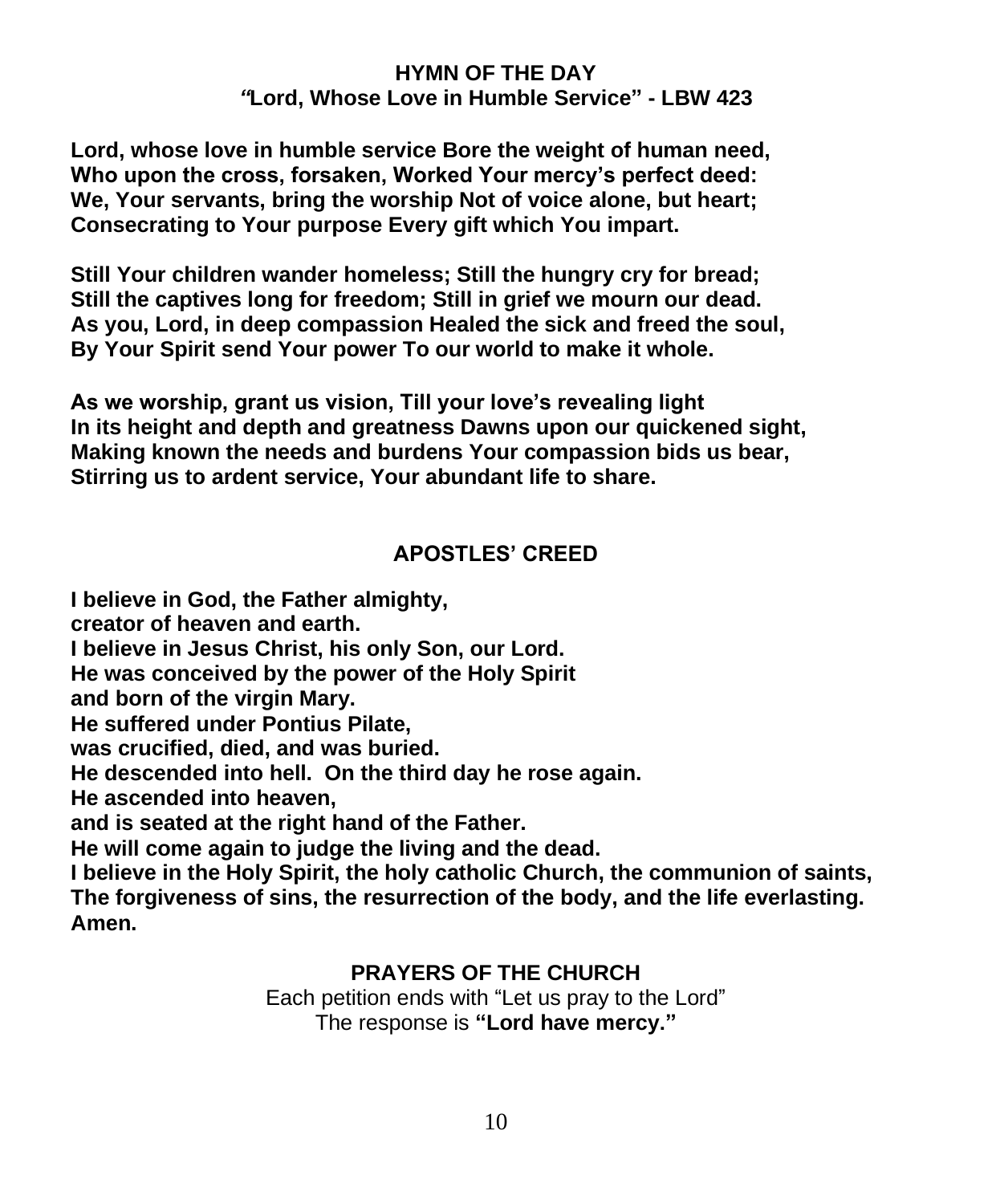## HYMN OF THE DAY
## "Lord, Whose Love in Humble Service" - LBW 423

**Lord, whose love in humble service Bore the weight of human need,**
**Who upon the cross, forsaken, Worked Your mercy's perfect deed:**
**We, Your servants, bring the worship Not of voice alone, but heart;**
**Consecrating to Your purpose Every gift which You impart.**

**Still Your children wander homeless; Still the hungry cry for bread;**
**Still the captives long for freedom; Still in grief we mourn our dead.**
**As you, Lord, in deep compassion Healed the sick and freed the soul,**
**By Your Spirit send Your power To our world to make it whole.**

**As we worship, grant us vision, Till your love's revealing light**
**In its height and depth and greatness Dawns upon our quickened sight,**
**Making known the needs and burdens Your compassion bids us bear,**
**Stirring us to ardent service, Your abundant life to share.**

## APOSTLES' CREED

**I believe in God, the Father almighty,**
**creator of heaven and earth.**
**I believe in Jesus Christ, his only Son, our Lord.**
**He was conceived by the power of the Holy Spirit**
**and born of the virgin Mary.**
**He suffered under Pontius Pilate,**
**was crucified, died, and was buried.**
**He descended into hell. On the third day he rose again.**
**He ascended into heaven,**
**and is seated at the right hand of the Father.**
**He will come again to judge the living and the dead.**
**I believe in the Holy Spirit, the holy catholic Church, the communion of saints,**
**The forgiveness of sins, the resurrection of the body, and the life everlasting.**
**Amen.**

## PRAYERS OF THE CHURCH

Each petition ends with "Let us pray to the Lord"
The response is **"Lord have mercy."**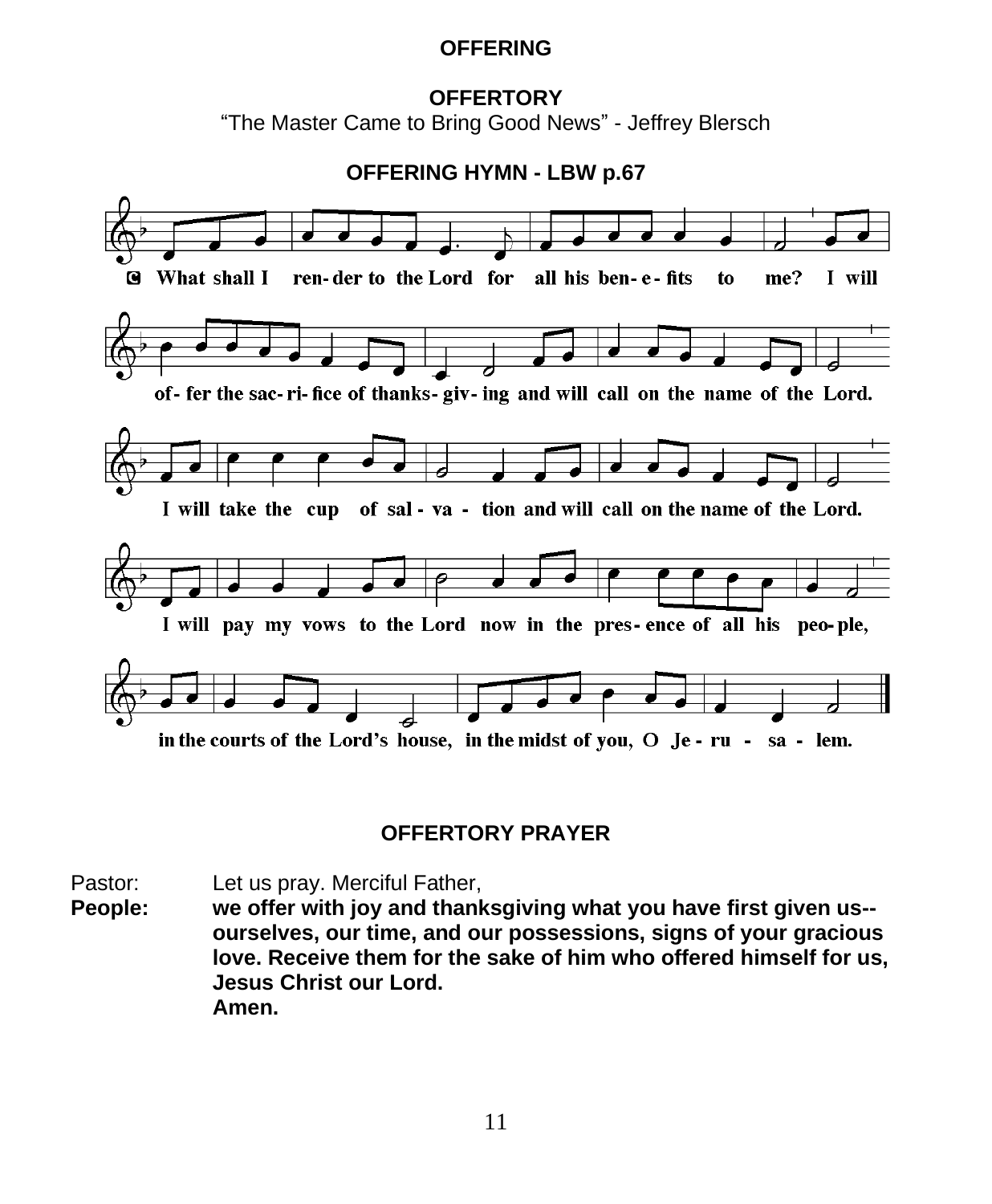**OFFERING**

**OFFERTORY**

"The Master Came to Bring Good News" - Jeffrey Blersch

**OFFERING HYMN - LBW p.67**

C What shall I ren-der to the Lord for all his ben-e-fits to me? I will of-fer the sac-ri-fice of thanks-giv-ing and will call on the name of the Lord.

I will take the cup of sal-va-tion and will call on the name of the Lord.

I will pay my vows to the Lord now in the pres-ence of all his peo-ple,

in the courts of the Lord's house, in the midst of you, O Je-ru-sa-lem.

**OFFERTORY PRAYER**

Pastor: Let us pray. Merciful Father,

**People: we offer with joy and thanksgiving what you have first given us--ourselves, our time, and our possessions, signs of your gracious love. Receive them for the sake of him who offered himself for us, Jesus Christ our Lord.**

**Amen.**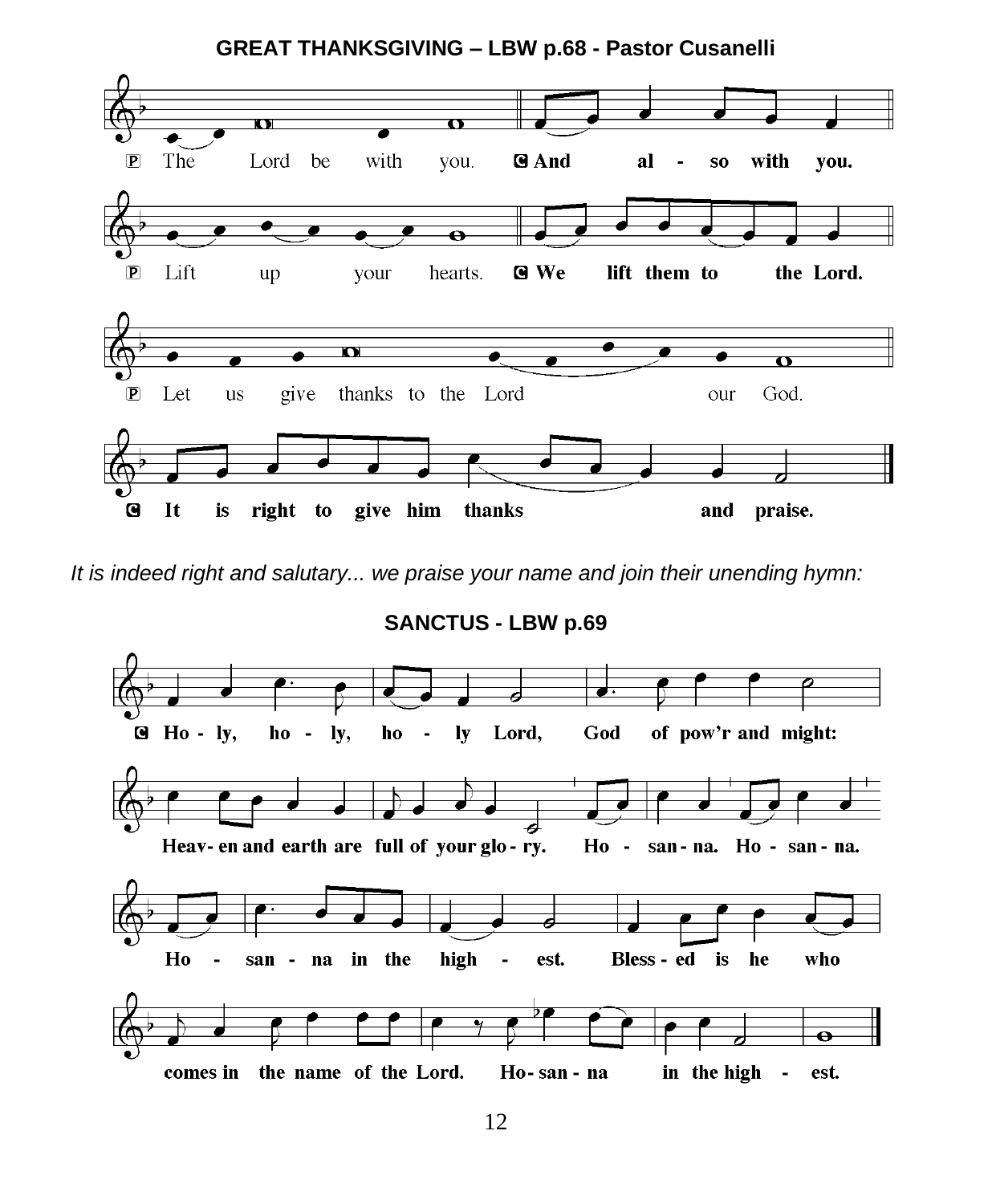**GREAT THANKSGIVING – LBW p.68 - Pastor Cusanelli**

P The Lord be with you. **C And also with you.**

P Lift up your hearts. **C We lift them to the Lord.**

P Let us give thanks to the Lord our God.

**C It is right to give him thanks and praise.**

*It is indeed right and salutary... we praise your name and join their unending hymn:*

**SANCTUS - LBW p.69**

**C Ho - ly, ho - ly, ho - ly Lord, God of pow'r and might:**

**Heav- en and earth are full of your glo - ry. Ho - san - na. Ho - san - na.**

**Ho - san - na in the high - est. Bless - ed is he who**

**comes in the name of the Lord. Ho- san - na in the high - est.**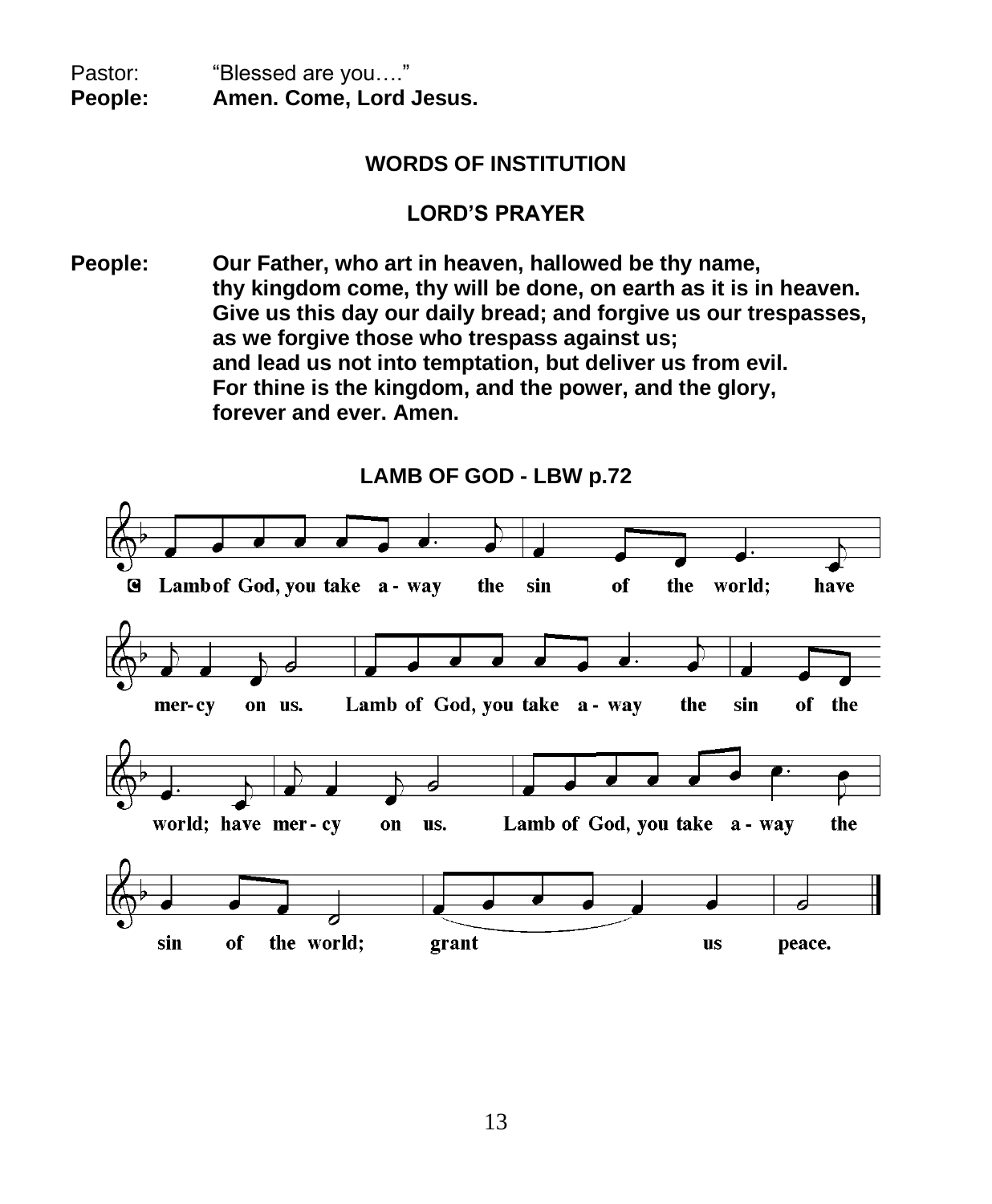Pastor: "Blessed are you…."
**People: Amen. Come, Lord Jesus.**

### WORDS OF INSTITUTION

### LORD'S PRAYER

**People: Our Father, who art in heaven, hallowed be thy name,
thy kingdom come, thy will be done, on earth as it is in heaven.
Give us this day our daily bread; and forgive us our trespasses,
as we forgive those who trespass against us;
and lead us not into temptation, but deliver us from evil.
For thine is the kingdom, and the power, and the glory,
forever and ever. Amen.**

### LAMB OF GOD - LBW p.72

**C** Lamb of God, you take a - way the sin of the world; have mer-cy on us. Lamb of God, you take a - way the sin of the world; have mer - cy on us. Lamb of God, you take a - way the sin of the world; grant us peace.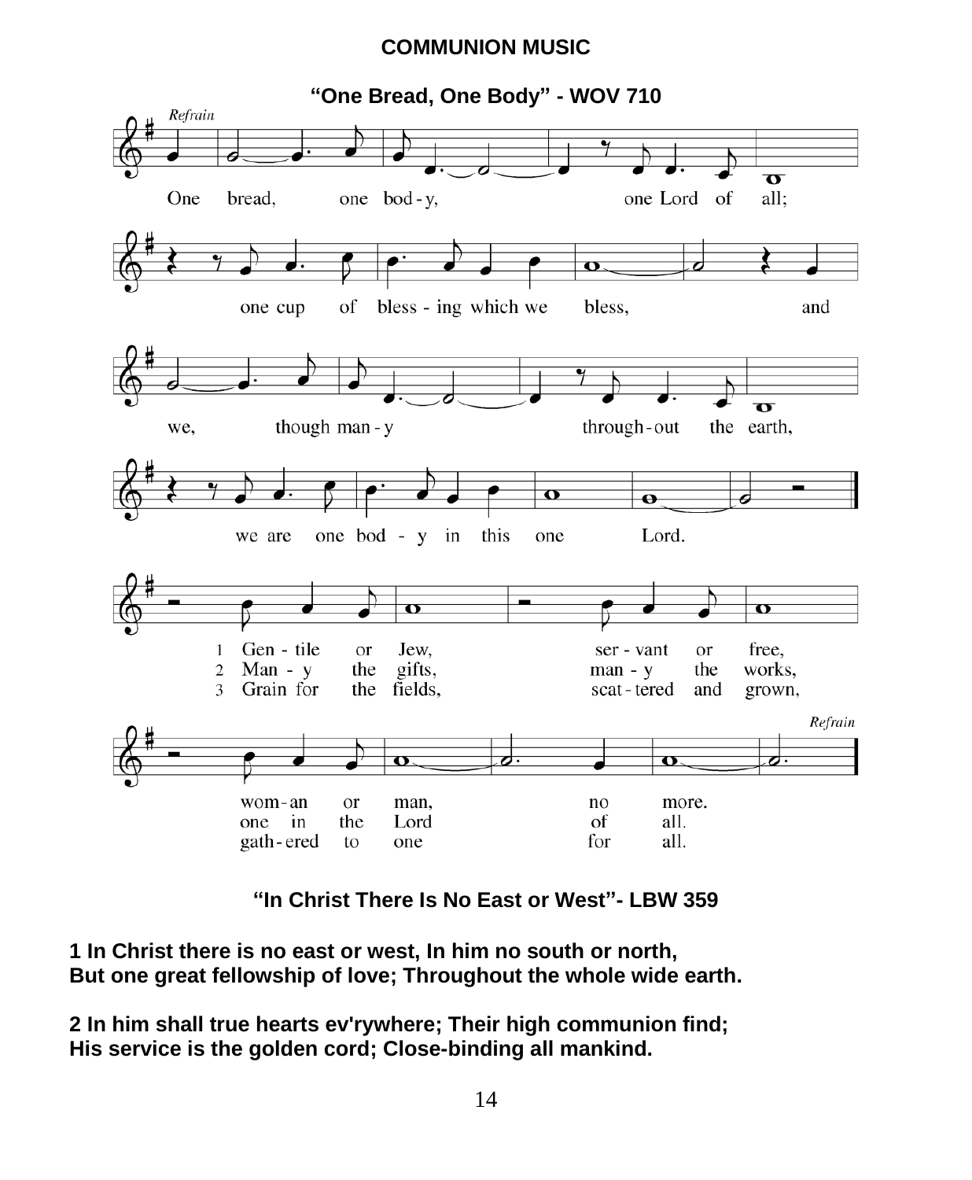## COMMUNION MUSIC

### "One Bread, One Body" - WOV 710

*Refrain*

One bread, one bod-y, one Lord of all; one cup of bless-ing which we bless, and we, though man-y through-out the earth, we are one bod-y in this one Lord.

1 Gen-tile or Jew, ser-vant or free, wom-an or man, no more.
2 Man-y the gifts, man-y the works, one in the Lord of all.
3 Grain for the fields, scat-tered and grown, gath-ered to one for all.

*Refrain*

### "In Christ There Is No East or West"- LBW 359

**1 In Christ there is no east or west, In him no south or north,**
**But one great fellowship of love; Throughout the whole wide earth.**

**2 In him shall true hearts ev'rywhere; Their high communion find;**
**His service is the golden cord; Close-binding all mankind.**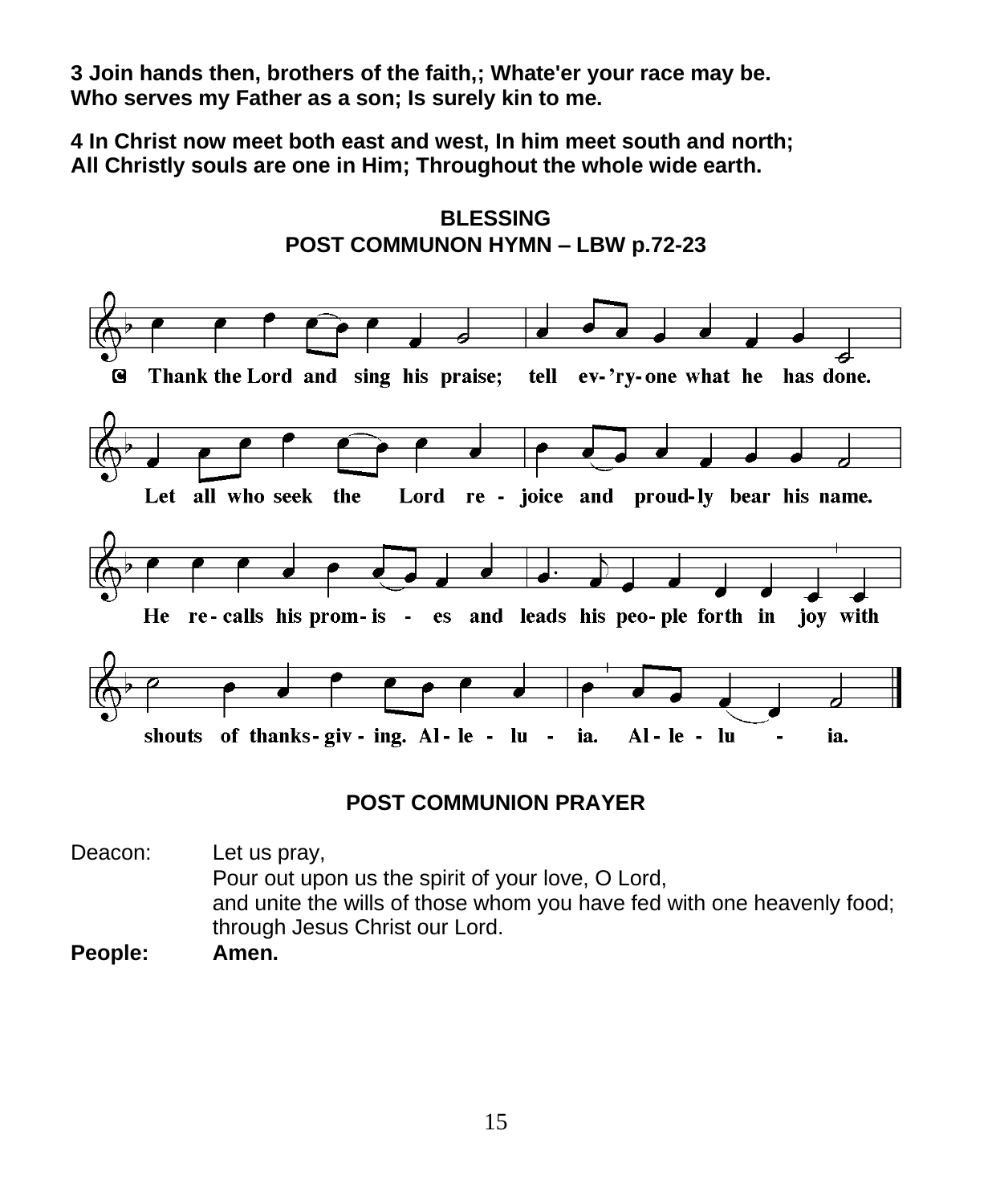**3 Join hands then, brothers of the faith,; Whate'er your race may be.**
**Who serves my Father as a son; Is surely kin to me.**

**4 In Christ now meet both east and west, In him meet south and north;**
**All Christly souls are one in Him; Throughout the whole wide earth.**

## BLESSING

## POST COMMUNON HYMN – LBW p.72-23

**C** Thank the Lord and sing his praise; tell ev-'ry-one what he has done.
Let all who seek the Lord re-joice and proud-ly bear his name.
He re-calls his prom-is - es and leads his peo-ple forth in joy with
shouts of thanks-giv-ing. Al-le-lu-ia. Al-le-lu - ia.

## POST COMMUNION PRAYER

Deacon: Let us pray,
Pour out upon us the spirit of your love, O Lord,
and unite the wills of those whom you have fed with one heavenly food;
through Jesus Christ our Lord.

**People: Amen.**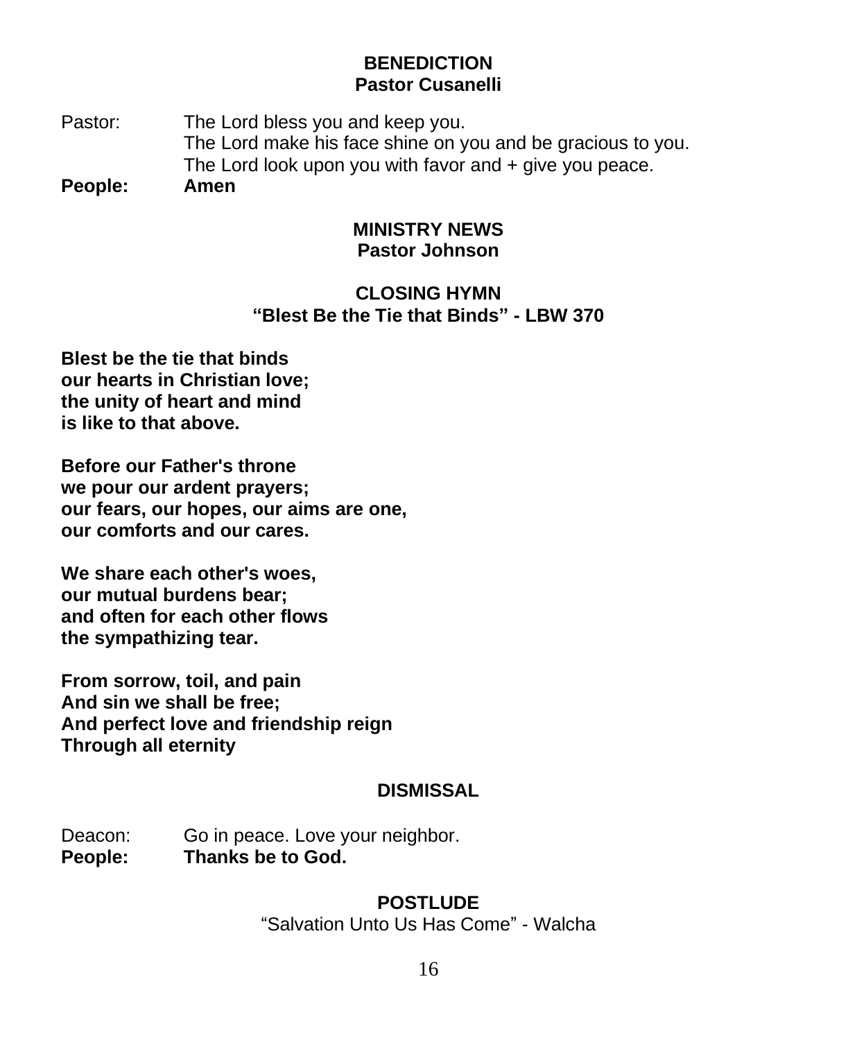## BENEDICTION
**Pastor Cusanelli**

Pastor: The Lord bless you and keep you.
The Lord make his face shine on you and be gracious to you.
The Lord look upon you with favor and + give you peace.

**People: Amen**

## MINISTRY NEWS
**Pastor Johnson**

## CLOSING HYMN
**"Blest Be the Tie that Binds" - LBW 370**

**Blest be the tie that binds**
**our hearts in Christian love;**
**the unity of heart and mind**
**is like to that above.**

**Before our Father's throne**
**we pour our ardent prayers;**
**our fears, our hopes, our aims are one,**
**our comforts and our cares.**

**We share each other's woes,**
**our mutual burdens bear;**
**and often for each other flows**
**the sympathizing tear.**

**From sorrow, toil, and pain**
**And sin we shall be free;**
**And perfect love and friendship reign**
**Through all eternity**

## DISMISSAL

Deacon: Go in peace. Love your neighbor.
**People: Thanks be to God.**

## POSTLUDE
"Salvation Unto Us Has Come" - Walcha